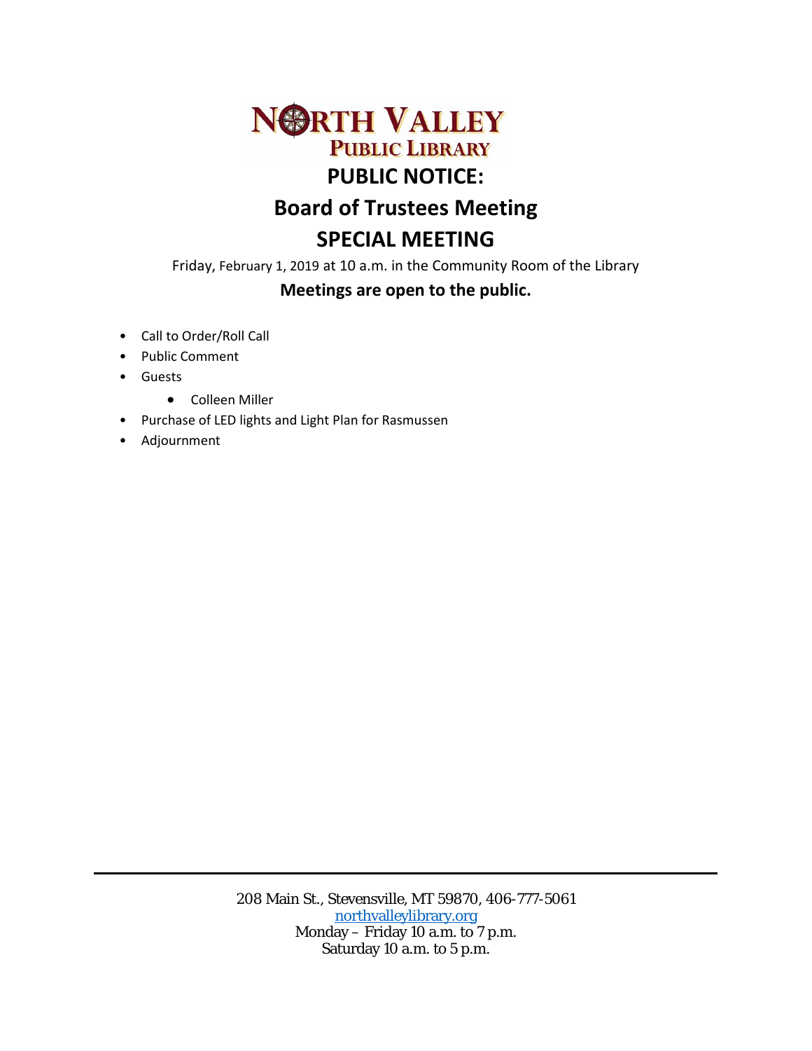# NORTH VALLEY PUBLIC LIBRARY

## PUBLIC NOTICE:

## Board of Trustees Meeting

## SPECIAL MEETING

Friday, February 1, 2019 at 10 a.m. in the Community Room of the Library

**Meetings are open to the public.**

- Call to Order/Roll Call
- Public Comment
- Guests
  - Colleen Miller
- Purchase of LED lights and Light Plan for Rasmussen
- Adjournment

---

208 Main St., Stevensville, MT 59870, 406-777-5061
northvalleylibrary.org
Monday – Friday 10 a.m. to 7 p.m.
Saturday 10 a.m. to 5 p.m.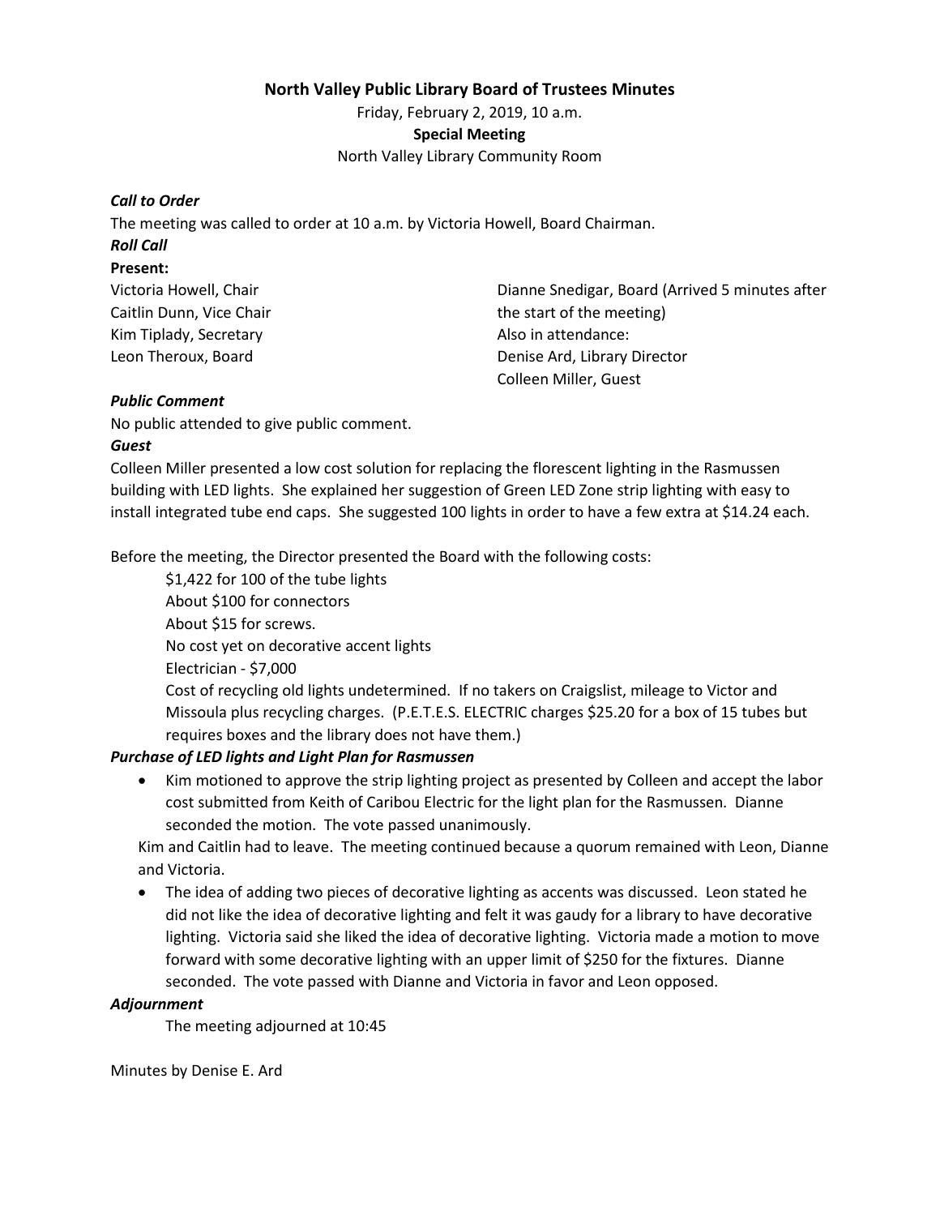**North Valley Public Library Board of Trustees Minutes**

Friday, February 2, 2019, 10 a.m.

**Special Meeting**

North Valley Library Community Room

***Call to Order***

The meeting was called to order at 10 a.m. by Victoria Howell, Board Chairman.

***Roll Call***

**Present:**

Victoria Howell, Chair
Caitlin Dunn, Vice Chair
Kim Tiplady, Secretary
Leon Theroux, Board
Dianne Snedigar, Board (Arrived 5 minutes after the start of the meeting)

Also in attendance:
Denise Ard, Library Director
Colleen Miller, Guest

***Public Comment***

No public attended to give public comment.

***Guest***

Colleen Miller presented a low cost solution for replacing the florescent lighting in the Rasmussen building with LED lights. She explained her suggestion of Green LED Zone strip lighting with easy to install integrated tube end caps. She suggested 100 lights in order to have a few extra at $14.24 each.

Before the meeting, the Director presented the Board with the following costs:

$1,422 for 100 of the tube lights
About $100 for connectors
About $15 for screws.
No cost yet on decorative accent lights
Electrician - $7,000
Cost of recycling old lights undetermined. If no takers on Craigslist, mileage to Victor and Missoula plus recycling charges. (P.E.T.E.S. ELECTRIC charges $25.20 for a box of 15 tubes but requires boxes and the library does not have them.)

***Purchase of LED lights and Light Plan for Rasmussen***

- Kim motioned to approve the strip lighting project as presented by Colleen and accept the labor cost submitted from Keith of Caribou Electric for the light plan for the Rasmussen. Dianne seconded the motion. The vote passed unanimously.

Kim and Caitlin had to leave. The meeting continued because a quorum remained with Leon, Dianne and Victoria.

- The idea of adding two pieces of decorative lighting as accents was discussed. Leon stated he did not like the idea of decorative lighting and felt it was gaudy for a library to have decorative lighting. Victoria said she liked the idea of decorative lighting. Victoria made a motion to move forward with some decorative lighting with an upper limit of $250 for the fixtures. Dianne seconded. The vote passed with Dianne and Victoria in favor and Leon opposed.

***Adjournment***

The meeting adjourned at 10:45

Minutes by Denise E. Ard